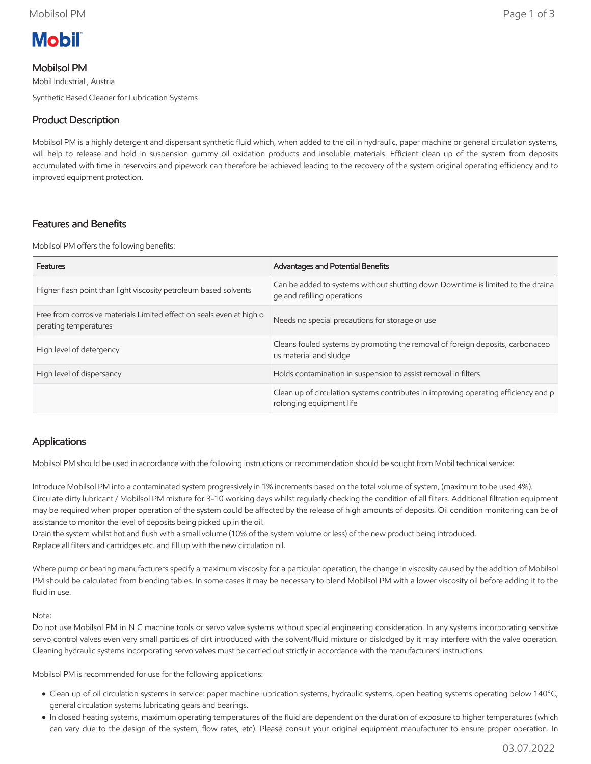# Mobilsol PM

Mobil Industrial , Austria

Synthetic Based Cleaner for Lubrication Systems

## Product Description

Mobilsol PM is a highly detergent and dispersant synthetic fluid which, when added to the oil in hydraulic, paper machine or general circulation systems, will help to release and hold in suspension gummy oil oxidation products and insoluble materials. Efficient clean up of the system from deposits accumulated with time in reservoirs and pipework can therefore be achieved leading to the recovery of the system original operating efficiency and to improved equipment protection.

## Features and Benefits

Mobilsol PM offers the following benefits:

| Features | Advantages and Potential Benefits |
| --- | --- |
| Higher flash point than light viscosity petroleum based solvents | Can be added to systems without shutting down Downtime is limited to the drainage and refilling operations |
| Free from corrosive materials Limited effect on seals even at high operating temperatures | Needs no special precautions for storage or use |
| High level of detergency | Cleans fouled systems by promoting the removal of foreign deposits, carbonaceous material and sludge |
| High level of dispersancy | Holds contamination in suspension to assist removal in filters |
| | Clean up of circulation systems contributes in improving operating efficiency and prolonging equipment life |

## Applications

Mobilsol PM should be used in accordance with the following instructions or recommendation should be sought from Mobil technical service:

Introduce Mobilsol PM into a contaminated system progressively in 1% increments based on the total volume of system, (maximum to be used 4%).
Circulate dirty lubricant / Mobilsol PM mixture for 3-10 working days whilst regularly checking the condition of all filters. Additional filtration equipment may be required when proper operation of the system could be affected by the release of high amounts of deposits. Oil condition monitoring can be of assistance to monitor the level of deposits being picked up in the oil.
Drain the system whilst hot and flush with a small volume (10% of the system volume or less) of the new product being introduced.
Replace all filters and cartridges etc. and fill up with the new circulation oil.

Where pump or bearing manufacturers specify a maximum viscosity for a particular operation, the change in viscosity caused by the addition of Mobilsol PM should be calculated from blending tables. In some cases it may be necessary to blend Mobilsol PM with a lower viscosity oil before adding it to the fluid in use.

Note:
Do not use Mobilsol PM in N C machine tools or servo valve systems without special engineering consideration. In any systems incorporating sensitive servo control valves even very small particles of dirt introduced with the solvent/fluid mixture or dislodged by it may interfere with the valve operation. Cleaning hydraulic systems incorporating servo valves must be carried out strictly in accordance with the manufacturers' instructions.

Mobilsol PM is recommended for use for the following applications:

- Clean up of oil circulation systems in service: paper machine lubrication systems, hydraulic systems, open heating systems operating below 140°C, general circulation systems lubricating gears and bearings.
- In closed heating systems, maximum operating temperatures of the fluid are dependent on the duration of exposure to higher temperatures (which can vary due to the design of the system, flow rates, etc). Please consult your original equipment manufacturer to ensure proper operation. In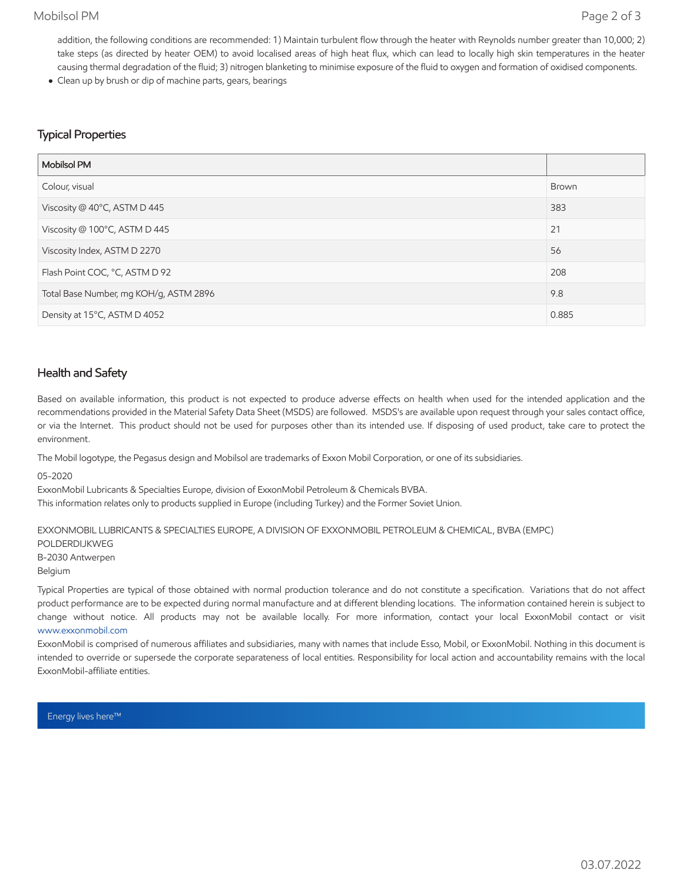addition, the following conditions are recommended: 1) Maintain turbulent flow through the heater with Reynolds number greater than 10,000; 2) take steps (as directed by heater OEM) to avoid localised areas of high heat flux, which can lead to locally high skin temperatures in the heater causing thermal degradation of the fluid; 3) nitrogen blanketing to minimise exposure of the fluid to oxygen and formation of oxidised components.

- Clean up by brush or dip of machine parts, gears, bearings

## Typical Properties

| Mobilsol PM | |
|---|---|
| Colour, visual | Brown |
| Viscosity @ 40°C, ASTM D 445 | 383 |
| Viscosity @ 100°C, ASTM D 445 | 21 |
| Viscosity Index, ASTM D 2270 | 56 |
| Flash Point COC, °C, ASTM D 92 | 208 |
| Total Base Number, mg KOH/g, ASTM 2896 | 9.8 |
| Density at 15°C, ASTM D 4052 | 0.885 |

## Health and Safety

Based on available information, this product is not expected to produce adverse effects on health when used for the intended application and the recommendations provided in the Material Safety Data Sheet (MSDS) are followed. MSDS's are available upon request through your sales contact office, or via the Internet. This product should not be used for purposes other than its intended use. If disposing of used product, take care to protect the environment.

The Mobil logotype, the Pegasus design and Mobilsol are trademarks of Exxon Mobil Corporation, or one of its subsidiaries.

05-2020
ExxonMobil Lubricants & Specialties Europe, division of ExxonMobil Petroleum & Chemicals BVBA.
This information relates only to products supplied in Europe (including Turkey) and the Former Soviet Union.

EXXONMOBIL LUBRICANTS & SPECIALTIES EUROPE, A DIVISION OF EXXONMOBIL PETROLEUM & CHEMICAL, BVBA (EMPC)
POLDERDIJKWEG
B-2030 Antwerpen
Belgium

Typical Properties are typical of those obtained with normal production tolerance and do not constitute a specification. Variations that do not affect product performance are to be expected during normal manufacture and at different blending locations. The information contained herein is subject to change without notice. All products may not be available locally. For more information, contact your local ExxonMobil contact or visit www.exxonmobil.com

ExxonMobil is comprised of numerous affiliates and subsidiaries, many with names that include Esso, Mobil, or ExxonMobil. Nothing in this document is intended to override or supersede the corporate separateness of local entities. Responsibility for local action and accountability remains with the local ExxonMobil-affiliate entities.

Energy lives here™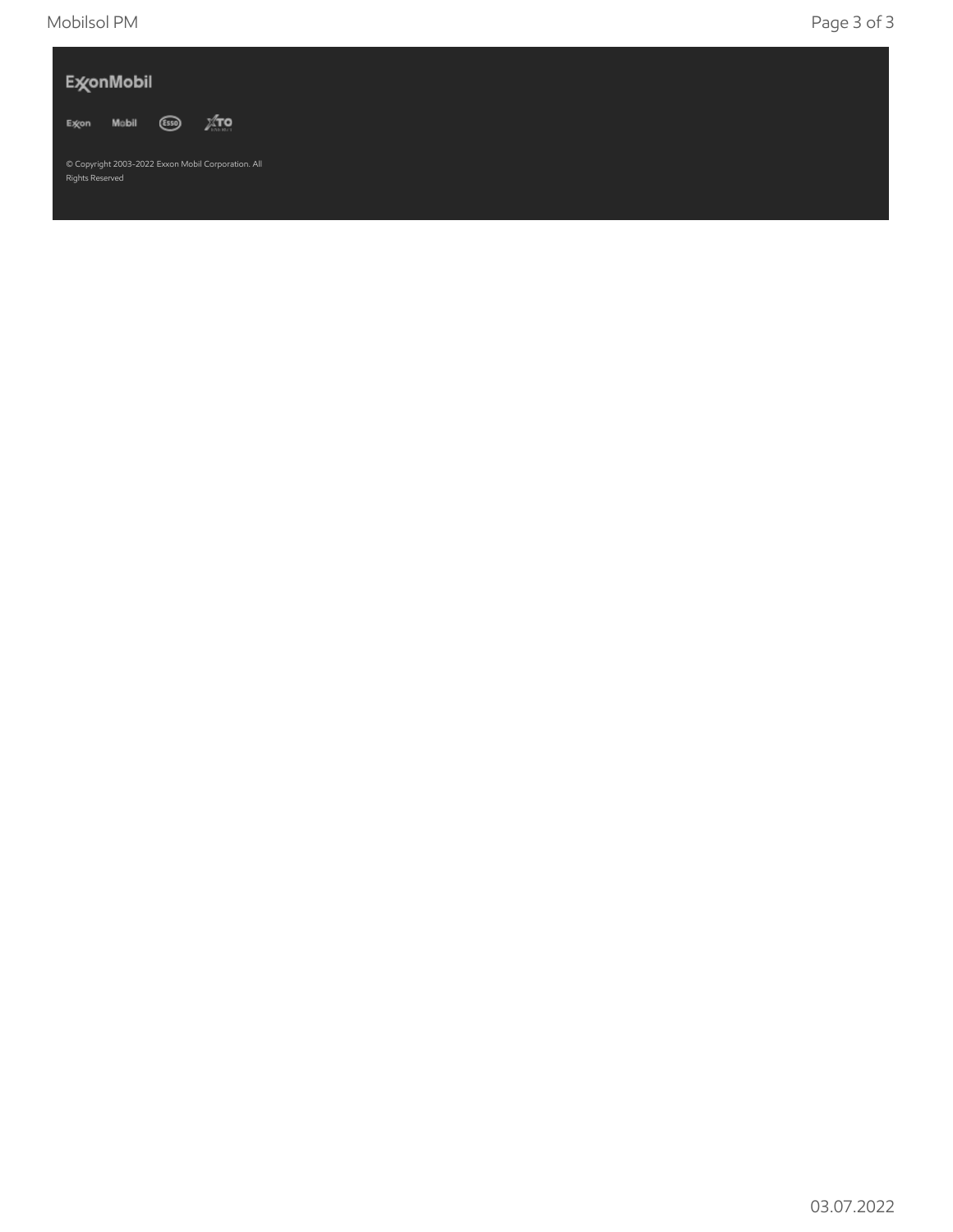ExxonMobil

Exxon Mobil Esso XTO

© Copyright 2003-2022 Exxon Mobil Corporation. All Rights Reserved